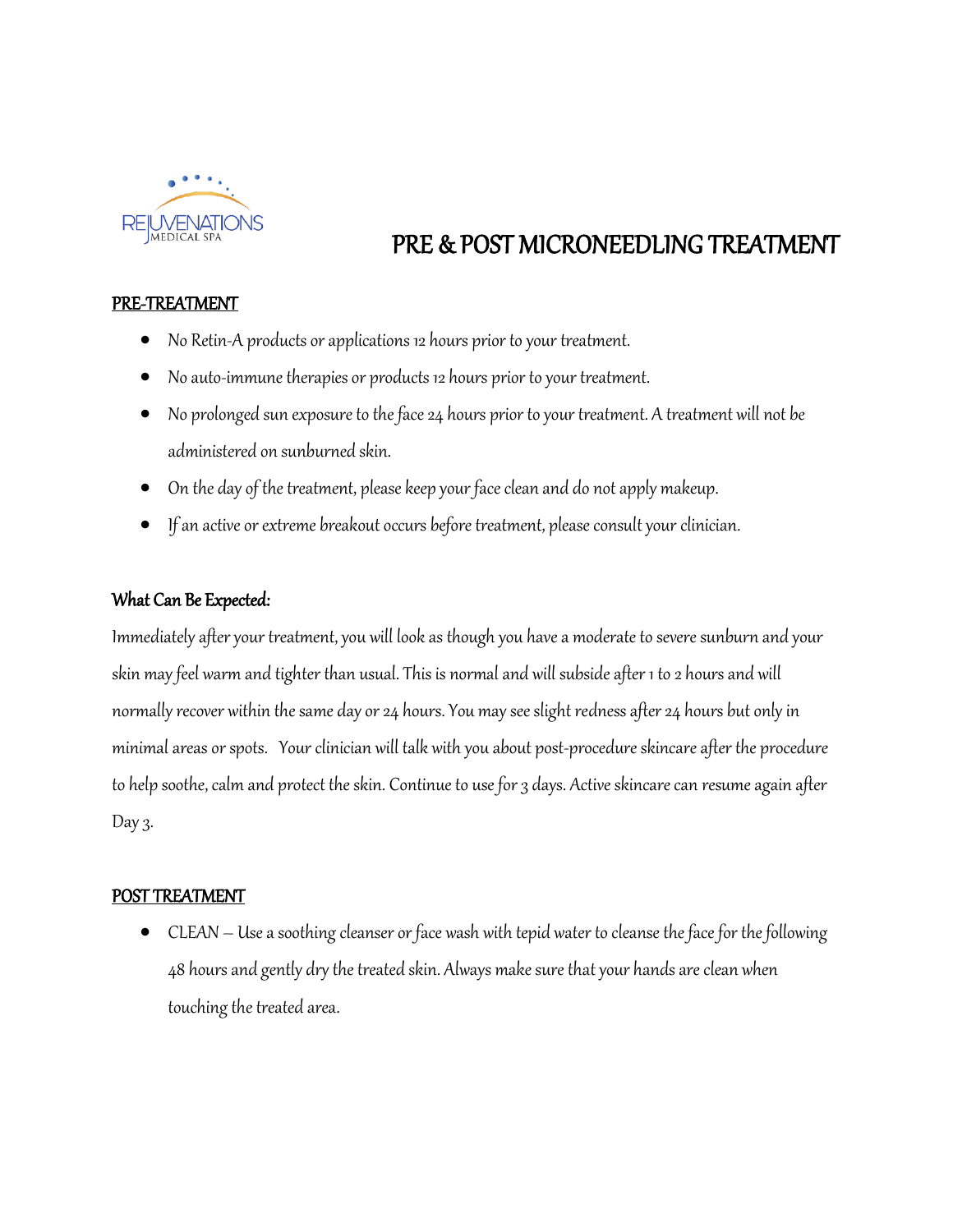REJUVENATIONS MEDICAL SPA

# PRE & POST MICRONEEDLING TREATMENT

## PRE-TREATMENT

- No Retin-A products or applications 12 hours prior to your treatment.
- No auto-immune therapies or products 12 hours prior to your treatment.
- No prolonged sun exposure to the face 24 hours prior to your treatment. A treatment will not be administered on sunburned skin.
- On the day of the treatment, please keep your face clean and do not apply makeup.
- If an active or extreme breakout occurs before treatment, please consult your clinician.

### What Can Be Expected:

Immediately after your treatment, you will look as though you have a moderate to severe sunburn and your skin may feel warm and tighter than usual. This is normal and will subside after 1 to 2 hours and will normally recover within the same day or 24 hours. You may see slight redness after 24 hours but only in minimal areas or spots. Your clinician will talk with you about post-procedure skincare after the procedure to help soothe, calm and protect the skin. Continue to use for 3 days. Active skincare can resume again after Day 3.

## POST TREATMENT

- CLEAN – Use a soothing cleanser or face wash with tepid water to cleanse the face for the following 48 hours and gently dry the treated skin. Always make sure that your hands are clean when touching the treated area.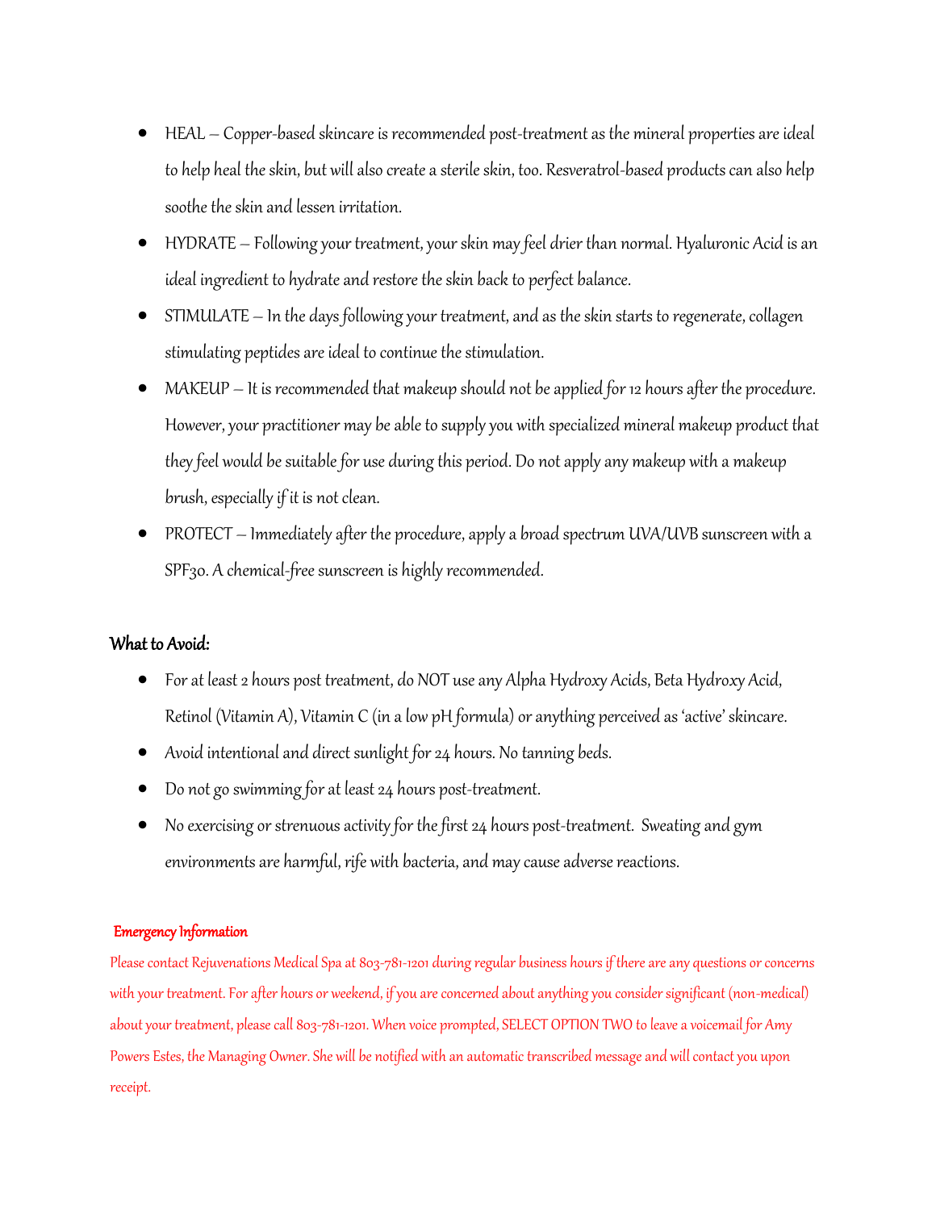- HEAL – Copper-based skincare is recommended post-treatment as the mineral properties are ideal to help heal the skin, but will also create a sterile skin, too. Resveratrol-based products can also help soothe the skin and lessen irritation.
- HYDRATE – Following your treatment, your skin may feel drier than normal. Hyaluronic Acid is an ideal ingredient to hydrate and restore the skin back to perfect balance.
- STIMULATE – In the days following your treatment, and as the skin starts to regenerate, collagen stimulating peptides are ideal to continue the stimulation.
- MAKEUP – It is recommended that makeup should not be applied for 12 hours after the procedure. However, your practitioner may be able to supply you with specialized mineral makeup product that they feel would be suitable for use during this period. Do not apply any makeup with a makeup brush, especially if it is not clean.
- PROTECT – Immediately after the procedure, apply a broad spectrum UVA/UVB sunscreen with a SPF30. A chemical-free sunscreen is highly recommended.

## What to Avoid:

- For at least 2 hours post treatment, do NOT use any Alpha Hydroxy Acids, Beta Hydroxy Acid, Retinol (Vitamin A), Vitamin C (in a low pH formula) or anything perceived as 'active' skincare.
- Avoid intentional and direct sunlight for 24 hours. No tanning beds.
- Do not go swimming for at least 24 hours post-treatment.
- No exercising or strenuous activity for the first 24 hours post-treatment. Sweating and gym environments are harmful, rife with bacteria, and may cause adverse reactions.

## Emergency Information

Please contact Rejuvenations Medical Spa at 803-781-1201 during regular business hours if there are any questions or concerns with your treatment. For after hours or weekend, if you are concerned about anything you consider significant (non-medical) about your treatment, please call 803-781-1201. When voice prompted, SELECT OPTION TWO to leave a voicemail for Amy Powers Estes, the Managing Owner. She will be notified with an automatic transcribed message and will contact you upon receipt.